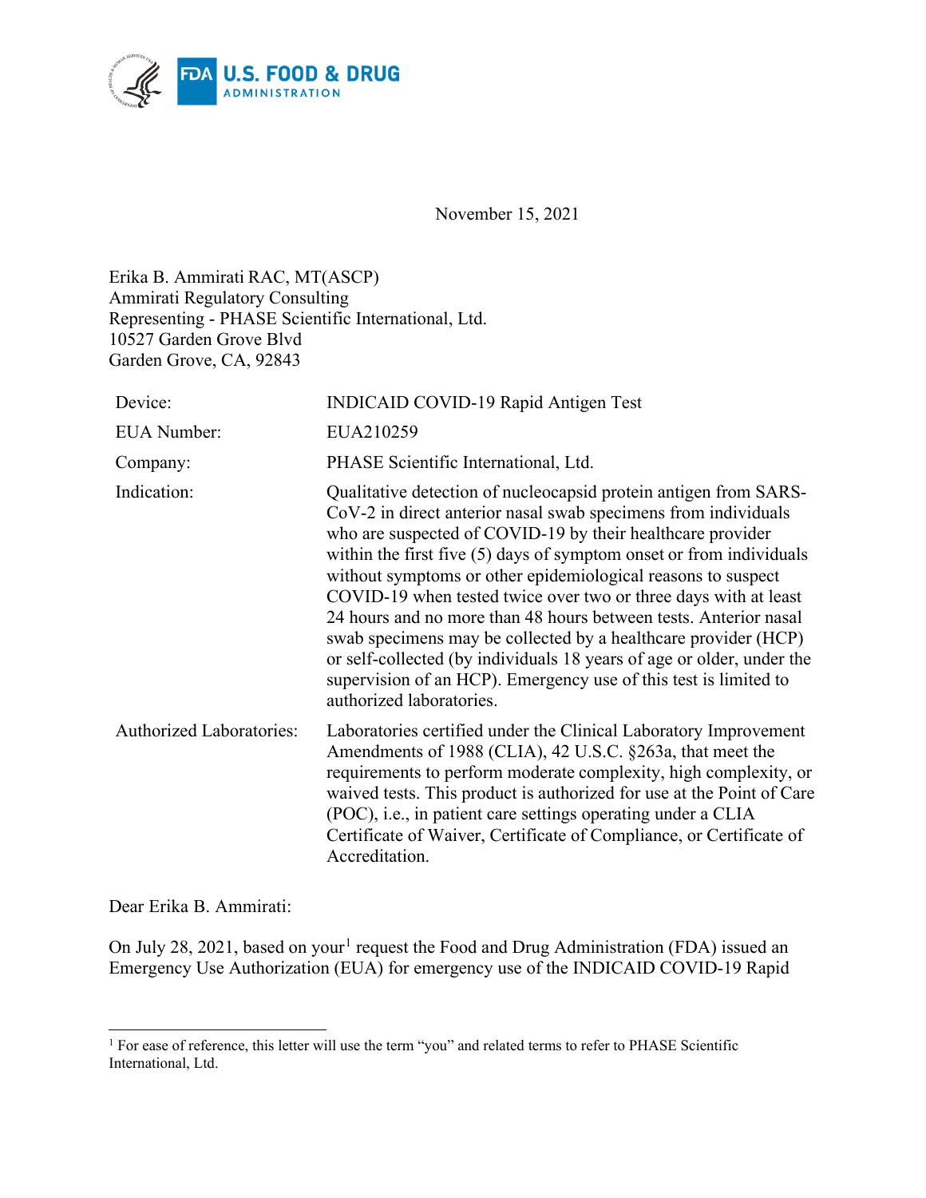November 15, 2021

Erika B. Ammirati RAC, MT(ASCP)
Ammirati Regulatory Consulting
Representing - PHASE Scientific International, Ltd.
10527 Garden Grove Blvd
Garden Grove, CA, 92843

| | |
|---|---|
| Device: | INDICAID COVID-19 Rapid Antigen Test |
| EUA Number: | EUA210259 |
| Company: | PHASE Scientific International, Ltd. |
| Indication: | Qualitative detection of nucleocapsid protein antigen from SARS-CoV-2 in direct anterior nasal swab specimens from individuals who are suspected of COVID-19 by their healthcare provider within the first five (5) days of symptom onset or from individuals without symptoms or other epidemiological reasons to suspect COVID-19 when tested twice over two or three days with at least 24 hours and no more than 48 hours between tests. Anterior nasal swab specimens may be collected by a healthcare provider (HCP) or self-collected (by individuals 18 years of age or older, under the supervision of an HCP). Emergency use of this test is limited to authorized laboratories. |
| Authorized Laboratories: | Laboratories certified under the Clinical Laboratory Improvement Amendments of 1988 (CLIA), 42 U.S.C. §263a, that meet the requirements to perform moderate complexity, high complexity, or waived tests. This product is authorized for use at the Point of Care (POC), i.e., in patient care settings operating under a CLIA Certificate of Waiver, Certificate of Compliance, or Certificate of Accreditation. |

Dear Erika B. Ammirati:

On July 28, 2021, based on your[1] request the Food and Drug Administration (FDA) issued an Emergency Use Authorization (EUA) for emergency use of the INDICAID COVID-19 Rapid

[1] For ease of reference, this letter will use the term "you" and related terms to refer to PHASE Scientific International, Ltd.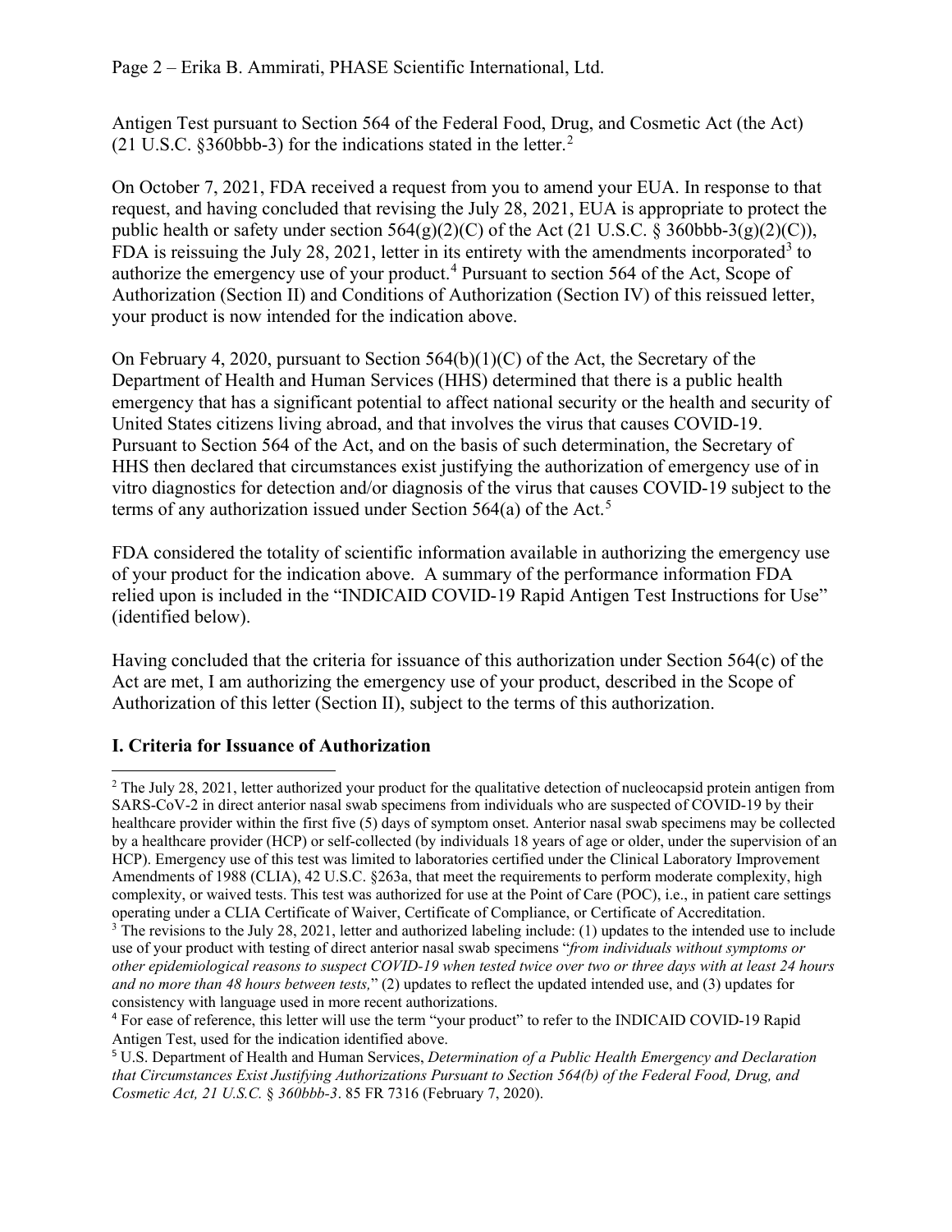Antigen Test pursuant to Section 564 of the Federal Food, Drug, and Cosmetic Act (the Act) (21 U.S.C. §360bbb-3) for the indications stated in the letter.[2]

On October 7, 2021, FDA received a request from you to amend your EUA. In response to that request, and having concluded that revising the July 28, 2021, EUA is appropriate to protect the public health or safety under section 564(g)(2)(C) of the Act (21 U.S.C. § 360bbb-3(g)(2)(C)), FDA is reissuing the July 28, 2021, letter in its entirety with the amendments incorporated[3] to authorize the emergency use of your product.[4] Pursuant to section 564 of the Act, Scope of Authorization (Section II) and Conditions of Authorization (Section IV) of this reissued letter, your product is now intended for the indication above.

On February 4, 2020, pursuant to Section 564(b)(1)(C) of the Act, the Secretary of the Department of Health and Human Services (HHS) determined that there is a public health emergency that has a significant potential to affect national security or the health and security of United States citizens living abroad, and that involves the virus that causes COVID-19. Pursuant to Section 564 of the Act, and on the basis of such determination, the Secretary of HHS then declared that circumstances exist justifying the authorization of emergency use of in vitro diagnostics for detection and/or diagnosis of the virus that causes COVID-19 subject to the terms of any authorization issued under Section 564(a) of the Act.[5]

FDA considered the totality of scientific information available in authorizing the emergency use of your product for the indication above. A summary of the performance information FDA relied upon is included in the "INDICAID COVID-19 Rapid Antigen Test Instructions for Use" (identified below).

Having concluded that the criteria for issuance of this authorization under Section 564(c) of the Act are met, I am authorizing the emergency use of your product, described in the Scope of Authorization of this letter (Section II), subject to the terms of this authorization.

## I. Criteria for Issuance of Authorization

---

[2] The July 28, 2021, letter authorized your product for the qualitative detection of nucleocapsid protein antigen from SARS-CoV-2 in direct anterior nasal swab specimens from individuals who are suspected of COVID-19 by their healthcare provider within the first five (5) days of symptom onset. Anterior nasal swab specimens may be collected by a healthcare provider (HCP) or self-collected (by individuals 18 years of age or older, under the supervision of an HCP). Emergency use of this test was limited to laboratories certified under the Clinical Laboratory Improvement Amendments of 1988 (CLIA), 42 U.S.C. §263a, that meet the requirements to perform moderate complexity, high complexity, or waived tests. This test was authorized for use at the Point of Care (POC), i.e., in patient care settings operating under a CLIA Certificate of Waiver, Certificate of Compliance, or Certificate of Accreditation.

[3] The revisions to the July 28, 2021, letter and authorized labeling include: (1) updates to the intended use to include use of your product with testing of direct anterior nasal swab specimens "*from individuals without symptoms or other epidemiological reasons to suspect COVID-19 when tested twice over two or three days with at least 24 hours and no more than 48 hours between tests,*" (2) updates to reflect the updated intended use, and (3) updates for consistency with language used in more recent authorizations.

[4] For ease of reference, this letter will use the term "your product" to refer to the INDICAID COVID-19 Rapid Antigen Test, used for the indication identified above.

[5] U.S. Department of Health and Human Services, *Determination of a Public Health Emergency and Declaration that Circumstances Exist Justifying Authorizations Pursuant to Section 564(b) of the Federal Food, Drug, and Cosmetic Act, 21 U.S.C. § 360bbb-3*. 85 FR 7316 (February 7, 2020).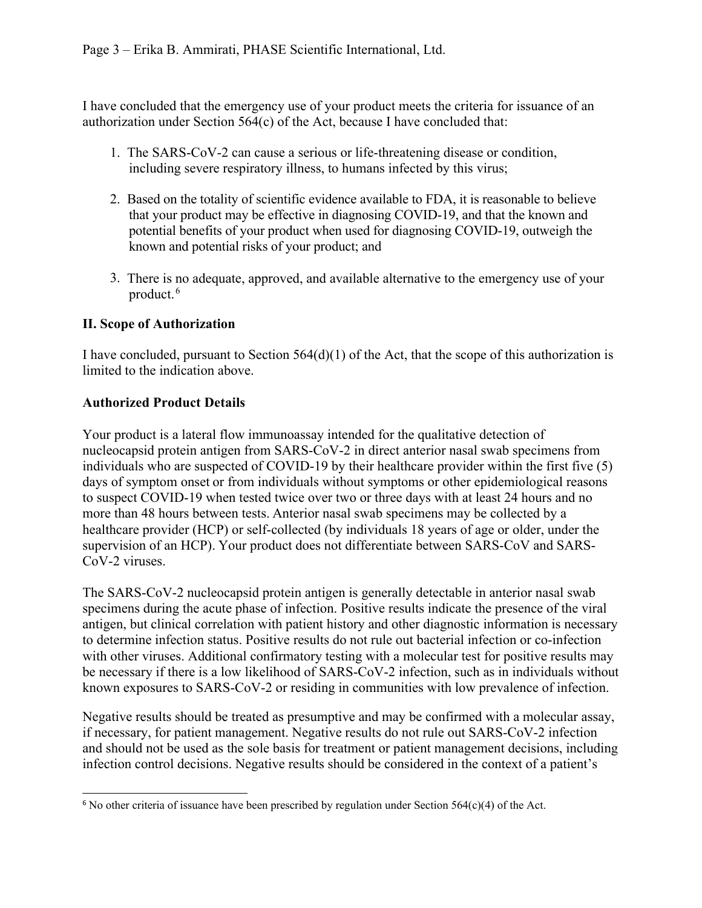I have concluded that the emergency use of your product meets the criteria for issuance of an authorization under Section 564(c) of the Act, because I have concluded that:

1. The SARS-CoV-2 can cause a serious or life-threatening disease or condition, including severe respiratory illness, to humans infected by this virus;

2. Based on the totality of scientific evidence available to FDA, it is reasonable to believe that your product may be effective in diagnosing COVID-19, and that the known and potential benefits of your product when used for diagnosing COVID-19, outweigh the known and potential risks of your product; and

3. There is no adequate, approved, and available alternative to the emergency use of your product.[6]

### II. Scope of Authorization

I have concluded, pursuant to Section 564(d)(1) of the Act, that the scope of this authorization is limited to the indication above.

### Authorized Product Details

Your product is a lateral flow immunoassay intended for the qualitative detection of nucleocapsid protein antigen from SARS-CoV-2 in direct anterior nasal swab specimens from individuals who are suspected of COVID-19 by their healthcare provider within the first five (5) days of symptom onset or from individuals without symptoms or other epidemiological reasons to suspect COVID-19 when tested twice over two or three days with at least 24 hours and no more than 48 hours between tests. Anterior nasal swab specimens may be collected by a healthcare provider (HCP) or self-collected (by individuals 18 years of age or older, under the supervision of an HCP). Your product does not differentiate between SARS-CoV and SARS-CoV-2 viruses.

The SARS-CoV-2 nucleocapsid protein antigen is generally detectable in anterior nasal swab specimens during the acute phase of infection. Positive results indicate the presence of the viral antigen, but clinical correlation with patient history and other diagnostic information is necessary to determine infection status. Positive results do not rule out bacterial infection or co-infection with other viruses. Additional confirmatory testing with a molecular test for positive results may be necessary if there is a low likelihood of SARS-CoV-2 infection, such as in individuals without known exposures to SARS-CoV-2 or residing in communities with low prevalence of infection.

Negative results should be treated as presumptive and may be confirmed with a molecular assay, if necessary, for patient management. Negative results do not rule out SARS-CoV-2 infection and should not be used as the sole basis for treatment or patient management decisions, including infection control decisions. Negative results should be considered in the context of a patient's

[6] No other criteria of issuance have been prescribed by regulation under Section 564(c)(4) of the Act.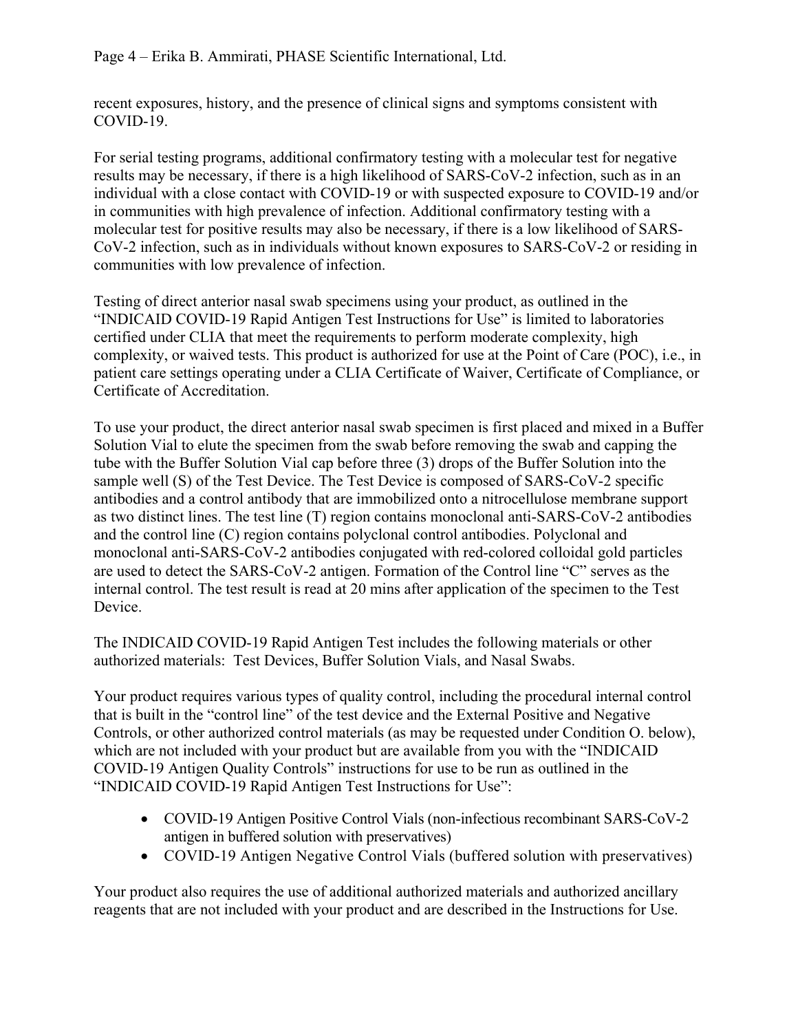recent exposures, history, and the presence of clinical signs and symptoms consistent with COVID-19.

For serial testing programs, additional confirmatory testing with a molecular test for negative results may be necessary, if there is a high likelihood of SARS-CoV-2 infection, such as in an individual with a close contact with COVID-19 or with suspected exposure to COVID-19 and/or in communities with high prevalence of infection. Additional confirmatory testing with a molecular test for positive results may also be necessary, if there is a low likelihood of SARS-CoV-2 infection, such as in individuals without known exposures to SARS-CoV-2 or residing in communities with low prevalence of infection.

Testing of direct anterior nasal swab specimens using your product, as outlined in the "INDICAID COVID-19 Rapid Antigen Test Instructions for Use" is limited to laboratories certified under CLIA that meet the requirements to perform moderate complexity, high complexity, or waived tests. This product is authorized for use at the Point of Care (POC), i.e., in patient care settings operating under a CLIA Certificate of Waiver, Certificate of Compliance, or Certificate of Accreditation.

To use your product, the direct anterior nasal swab specimen is first placed and mixed in a Buffer Solution Vial to elute the specimen from the swab before removing the swab and capping the tube with the Buffer Solution Vial cap before three (3) drops of the Buffer Solution into the sample well (S) of the Test Device. The Test Device is composed of SARS-CoV-2 specific antibodies and a control antibody that are immobilized onto a nitrocellulose membrane support as two distinct lines. The test line (T) region contains monoclonal anti-SARS-CoV-2 antibodies and the control line (C) region contains polyclonal control antibodies. Polyclonal and monoclonal anti-SARS-CoV-2 antibodies conjugated with red-colored colloidal gold particles are used to detect the SARS-CoV-2 antigen. Formation of the Control line "C" serves as the internal control. The test result is read at 20 mins after application of the specimen to the Test Device.

The INDICAID COVID-19 Rapid Antigen Test includes the following materials or other authorized materials: Test Devices, Buffer Solution Vials, and Nasal Swabs.

Your product requires various types of quality control, including the procedural internal control that is built in the "control line" of the test device and the External Positive and Negative Controls, or other authorized control materials (as may be requested under Condition O. below), which are not included with your product but are available from you with the "INDICAID COVID-19 Antigen Quality Controls" instructions for use to be run as outlined in the "INDICAID COVID-19 Rapid Antigen Test Instructions for Use":

- COVID-19 Antigen Positive Control Vials (non-infectious recombinant SARS-CoV-2 antigen in buffered solution with preservatives)
- COVID-19 Antigen Negative Control Vials (buffered solution with preservatives)

Your product also requires the use of additional authorized materials and authorized ancillary reagents that are not included with your product and are described in the Instructions for Use.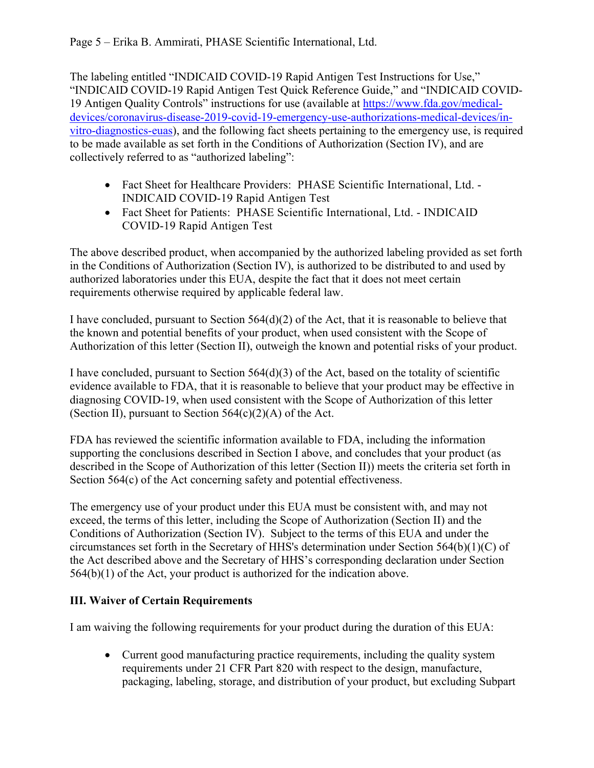The labeling entitled "INDICAID COVID-19 Rapid Antigen Test Instructions for Use," "INDICAID COVID-19 Rapid Antigen Test Quick Reference Guide," and "INDICAID COVID-19 Antigen Quality Controls" instructions for use (available at https://www.fda.gov/medical-devices/coronavirus-disease-2019-covid-19-emergency-use-authorizations-medical-devices/in-vitro-diagnostics-euas), and the following fact sheets pertaining to the emergency use, is required to be made available as set forth in the Conditions of Authorization (Section IV), and are collectively referred to as "authorized labeling":

- Fact Sheet for Healthcare Providers: PHASE Scientific International, Ltd. - INDICAID COVID-19 Rapid Antigen Test
- Fact Sheet for Patients: PHASE Scientific International, Ltd. - INDICAID COVID-19 Rapid Antigen Test

The above described product, when accompanied by the authorized labeling provided as set forth in the Conditions of Authorization (Section IV), is authorized to be distributed to and used by authorized laboratories under this EUA, despite the fact that it does not meet certain requirements otherwise required by applicable federal law.

I have concluded, pursuant to Section 564(d)(2) of the Act, that it is reasonable to believe that the known and potential benefits of your product, when used consistent with the Scope of Authorization of this letter (Section II), outweigh the known and potential risks of your product.

I have concluded, pursuant to Section 564(d)(3) of the Act, based on the totality of scientific evidence available to FDA, that it is reasonable to believe that your product may be effective in diagnosing COVID-19, when used consistent with the Scope of Authorization of this letter (Section II), pursuant to Section 564(c)(2)(A) of the Act.

FDA has reviewed the scientific information available to FDA, including the information supporting the conclusions described in Section I above, and concludes that your product (as described in the Scope of Authorization of this letter (Section II)) meets the criteria set forth in Section 564(c) of the Act concerning safety and potential effectiveness.

The emergency use of your product under this EUA must be consistent with, and may not exceed, the terms of this letter, including the Scope of Authorization (Section II) and the Conditions of Authorization (Section IV). Subject to the terms of this EUA and under the circumstances set forth in the Secretary of HHS's determination under Section 564(b)(1)(C) of the Act described above and the Secretary of HHS's corresponding declaration under Section 564(b)(1) of the Act, your product is authorized for the indication above.

## III. Waiver of Certain Requirements

I am waiving the following requirements for your product during the duration of this EUA:

- Current good manufacturing practice requirements, including the quality system requirements under 21 CFR Part 820 with respect to the design, manufacture, packaging, labeling, storage, and distribution of your product, but excluding Subpart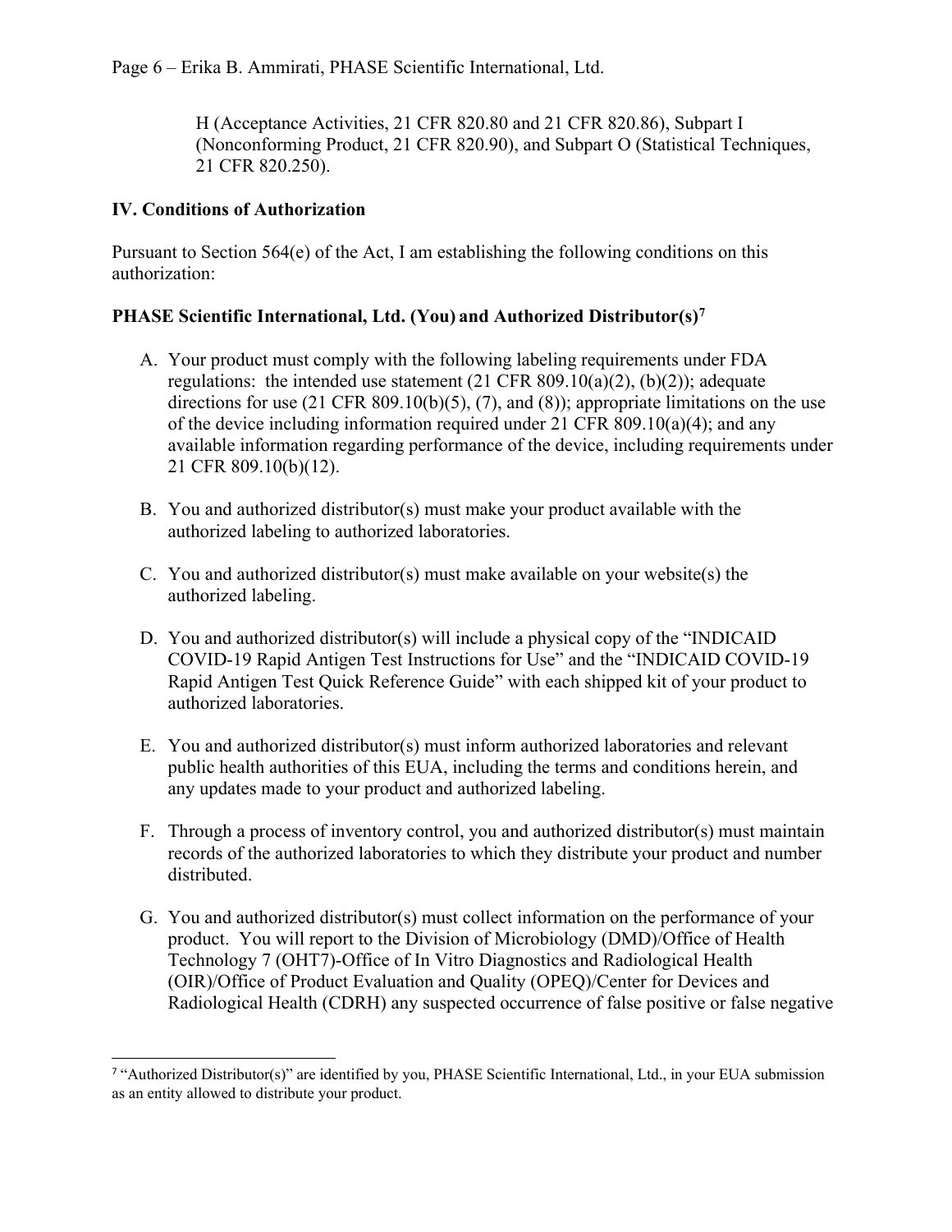H (Acceptance Activities, 21 CFR 820.80 and 21 CFR 820.86), Subpart I (Nonconforming Product, 21 CFR 820.90), and Subpart O (Statistical Techniques, 21 CFR 820.250).

## IV. Conditions of Authorization

Pursuant to Section 564(e) of the Act, I am establishing the following conditions on this authorization:

### PHASE Scientific International, Ltd. (You) and Authorized Distributor(s)[7]

A. Your product must comply with the following labeling requirements under FDA regulations: the intended use statement (21 CFR 809.10(a)(2), (b)(2)); adequate directions for use (21 CFR 809.10(b)(5), (7), and (8)); appropriate limitations on the use of the device including information required under 21 CFR 809.10(a)(4); and any available information regarding performance of the device, including requirements under 21 CFR 809.10(b)(12).

B. You and authorized distributor(s) must make your product available with the authorized labeling to authorized laboratories.

C. You and authorized distributor(s) must make available on your website(s) the authorized labeling.

D. You and authorized distributor(s) will include a physical copy of the "INDICAID COVID-19 Rapid Antigen Test Instructions for Use" and the "INDICAID COVID-19 Rapid Antigen Test Quick Reference Guide" with each shipped kit of your product to authorized laboratories.

E. You and authorized distributor(s) must inform authorized laboratories and relevant public health authorities of this EUA, including the terms and conditions herein, and any updates made to your product and authorized labeling.

F. Through a process of inventory control, you and authorized distributor(s) must maintain records of the authorized laboratories to which they distribute your product and number distributed.

G. You and authorized distributor(s) must collect information on the performance of your product. You will report to the Division of Microbiology (DMD)/Office of Health Technology 7 (OHT7)-Office of In Vitro Diagnostics and Radiological Health (OIR)/Office of Product Evaluation and Quality (OPEQ)/Center for Devices and Radiological Health (CDRH) any suspected occurrence of false positive or false negative

---

[7] "Authorized Distributor(s)" are identified by you, PHASE Scientific International, Ltd., in your EUA submission as an entity allowed to distribute your product.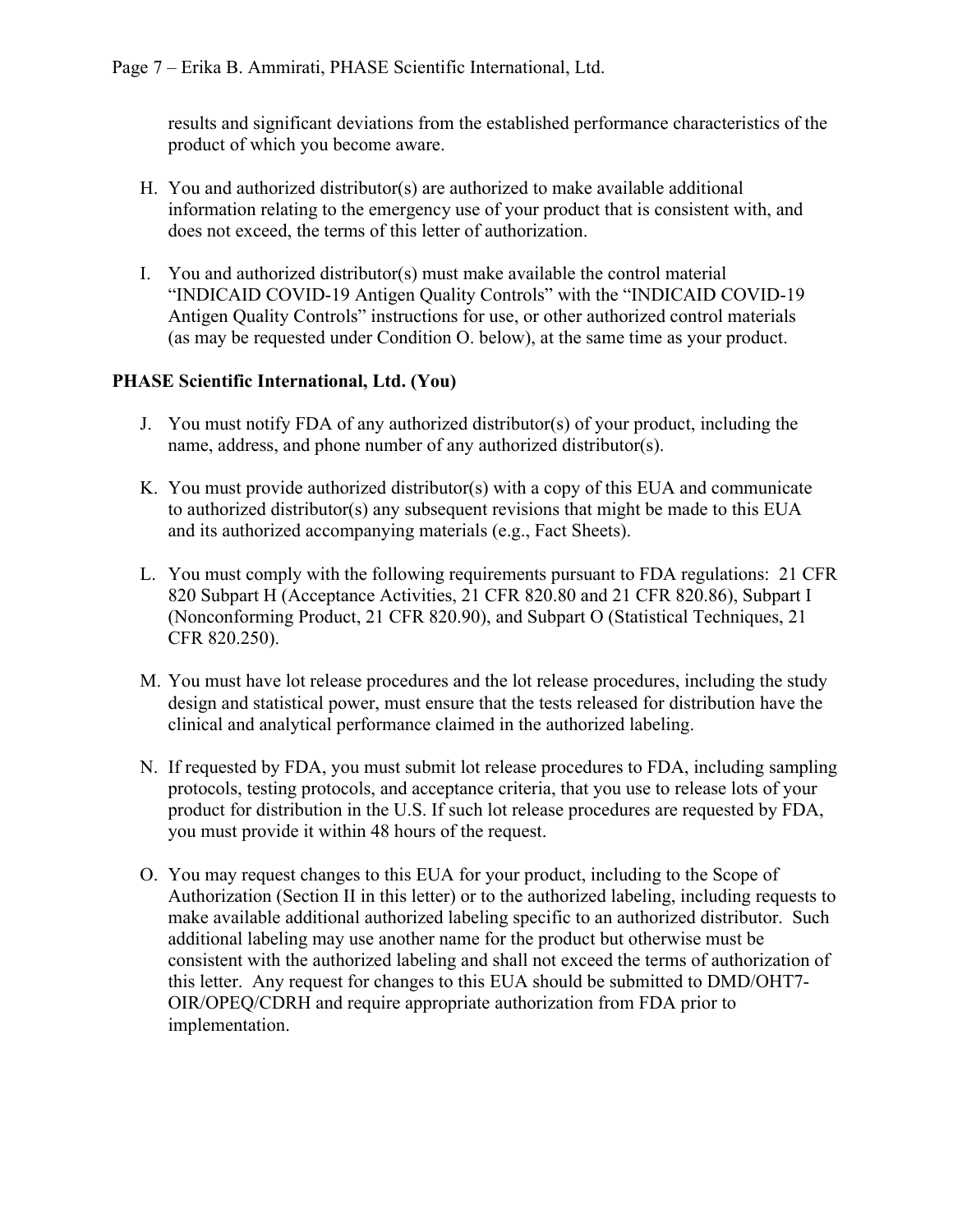results and significant deviations from the established performance characteristics of the product of which you become aware.

H. You and authorized distributor(s) are authorized to make available additional information relating to the emergency use of your product that is consistent with, and does not exceed, the terms of this letter of authorization.

I. You and authorized distributor(s) must make available the control material "INDICAID COVID-19 Antigen Quality Controls" with the "INDICAID COVID-19 Antigen Quality Controls" instructions for use, or other authorized control materials (as may be requested under Condition O. below), at the same time as your product.

**PHASE Scientific International, Ltd. (You)**

J. You must notify FDA of any authorized distributor(s) of your product, including the name, address, and phone number of any authorized distributor(s).

K. You must provide authorized distributor(s) with a copy of this EUA and communicate to authorized distributor(s) any subsequent revisions that might be made to this EUA and its authorized accompanying materials (e.g., Fact Sheets).

L. You must comply with the following requirements pursuant to FDA regulations: 21 CFR 820 Subpart H (Acceptance Activities, 21 CFR 820.80 and 21 CFR 820.86), Subpart I (Nonconforming Product, 21 CFR 820.90), and Subpart O (Statistical Techniques, 21 CFR 820.250).

M. You must have lot release procedures and the lot release procedures, including the study design and statistical power, must ensure that the tests released for distribution have the clinical and analytical performance claimed in the authorized labeling.

N. If requested by FDA, you must submit lot release procedures to FDA, including sampling protocols, testing protocols, and acceptance criteria, that you use to release lots of your product for distribution in the U.S. If such lot release procedures are requested by FDA, you must provide it within 48 hours of the request.

O. You may request changes to this EUA for your product, including to the Scope of Authorization (Section II in this letter) or to the authorized labeling, including requests to make available additional authorized labeling specific to an authorized distributor. Such additional labeling may use another name for the product but otherwise must be consistent with the authorized labeling and shall not exceed the terms of authorization of this letter. Any request for changes to this EUA should be submitted to DMD/OHT7-OIR/OPEQ/CDRH and require appropriate authorization from FDA prior to implementation.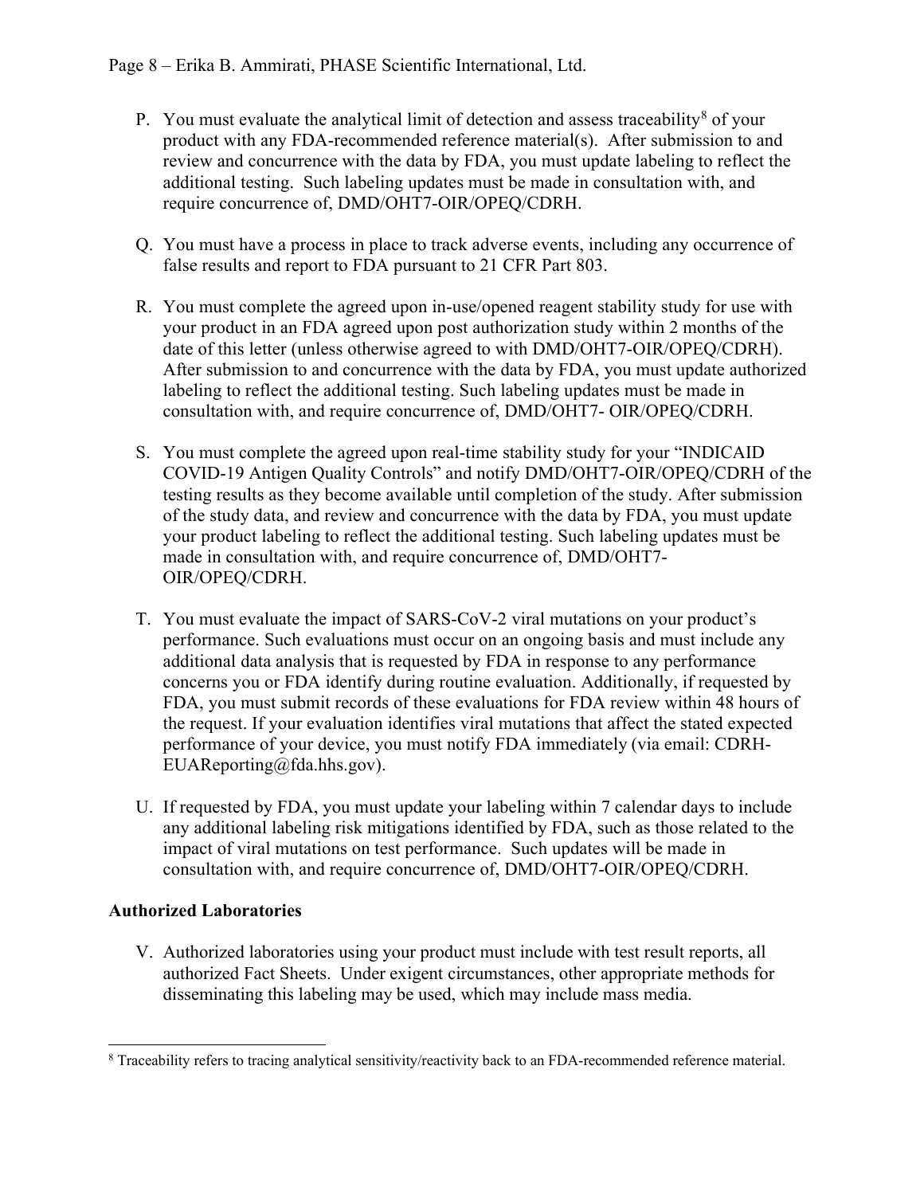P. You must evaluate the analytical limit of detection and assess traceability[8] of your product with any FDA-recommended reference material(s). After submission to and review and concurrence with the data by FDA, you must update labeling to reflect the additional testing. Such labeling updates must be made in consultation with, and require concurrence of, DMD/OHT7-OIR/OPEQ/CDRH.

Q. You must have a process in place to track adverse events, including any occurrence of false results and report to FDA pursuant to 21 CFR Part 803.

R. You must complete the agreed upon in-use/opened reagent stability study for use with your product in an FDA agreed upon post authorization study within 2 months of the date of this letter (unless otherwise agreed to with DMD/OHT7-OIR/OPEQ/CDRH). After submission to and concurrence with the data by FDA, you must update authorized labeling to reflect the additional testing. Such labeling updates must be made in consultation with, and require concurrence of, DMD/OHT7- OIR/OPEQ/CDRH.

S. You must complete the agreed upon real-time stability study for your "INDICAID COVID-19 Antigen Quality Controls" and notify DMD/OHT7-OIR/OPEQ/CDRH of the testing results as they become available until completion of the study. After submission of the study data, and review and concurrence with the data by FDA, you must update your product labeling to reflect the additional testing. Such labeling updates must be made in consultation with, and require concurrence of, DMD/OHT7-OIR/OPEQ/CDRH.

T. You must evaluate the impact of SARS-CoV-2 viral mutations on your product's performance. Such evaluations must occur on an ongoing basis and must include any additional data analysis that is requested by FDA in response to any performance concerns you or FDA identify during routine evaluation. Additionally, if requested by FDA, you must submit records of these evaluations for FDA review within 48 hours of the request. If your evaluation identifies viral mutations that affect the stated expected performance of your device, you must notify FDA immediately (via email: CDRH-EUAReporting@fda.hhs.gov).

U. If requested by FDA, you must update your labeling within 7 calendar days to include any additional labeling risk mitigations identified by FDA, such as those related to the impact of viral mutations on test performance. Such updates will be made in consultation with, and require concurrence of, DMD/OHT7-OIR/OPEQ/CDRH.

**Authorized Laboratories**

V. Authorized laboratories using your product must include with test result reports, all authorized Fact Sheets. Under exigent circumstances, other appropriate methods for disseminating this labeling may be used, which may include mass media.

[8] Traceability refers to tracing analytical sensitivity/reactivity back to an FDA-recommended reference material.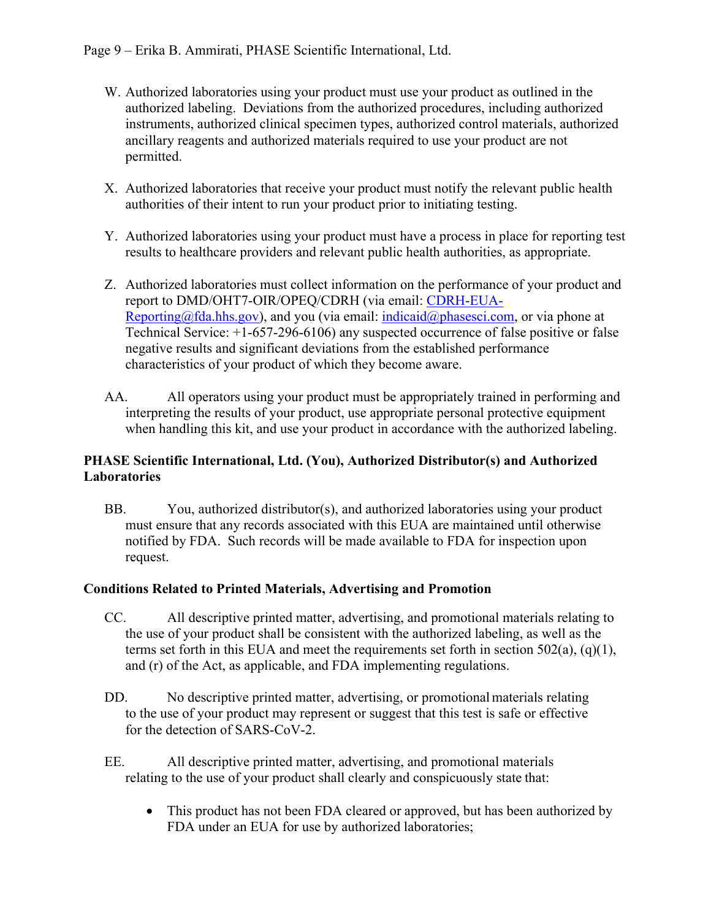W. Authorized laboratories using your product must use your product as outlined in the authorized labeling. Deviations from the authorized procedures, including authorized instruments, authorized clinical specimen types, authorized control materials, authorized ancillary reagents and authorized materials required to use your product are not permitted.

X. Authorized laboratories that receive your product must notify the relevant public health authorities of their intent to run your product prior to initiating testing.

Y. Authorized laboratories using your product must have a process in place for reporting test results to healthcare providers and relevant public health authorities, as appropriate.

Z. Authorized laboratories must collect information on the performance of your product and report to DMD/OHT7-OIR/OPEQ/CDRH (via email: CDRH-EUA-Reporting@fda.hhs.gov), and you (via email: indicaid@phasesci.com, or via phone at Technical Service: +1-657-296-6106) any suspected occurrence of false positive or false negative results and significant deviations from the established performance characteristics of your product of which they become aware.

AA. All operators using your product must be appropriately trained in performing and interpreting the results of your product, use appropriate personal protective equipment when handling this kit, and use your product in accordance with the authorized labeling.

**PHASE Scientific International, Ltd. (You), Authorized Distributor(s) and Authorized Laboratories**

BB. You, authorized distributor(s), and authorized laboratories using your product must ensure that any records associated with this EUA are maintained until otherwise notified by FDA. Such records will be made available to FDA for inspection upon request.

**Conditions Related to Printed Materials, Advertising and Promotion**

CC. All descriptive printed matter, advertising, and promotional materials relating to the use of your product shall be consistent with the authorized labeling, as well as the terms set forth in this EUA and meet the requirements set forth in section 502(a), (q)(1), and (r) of the Act, as applicable, and FDA implementing regulations.

DD. No descriptive printed matter, advertising, or promotional materials relating to the use of your product may represent or suggest that this test is safe or effective for the detection of SARS-CoV-2.

EE. All descriptive printed matter, advertising, and promotional materials relating to the use of your product shall clearly and conspicuously state that:

- This product has not been FDA cleared or approved, but has been authorized by FDA under an EUA for use by authorized laboratories;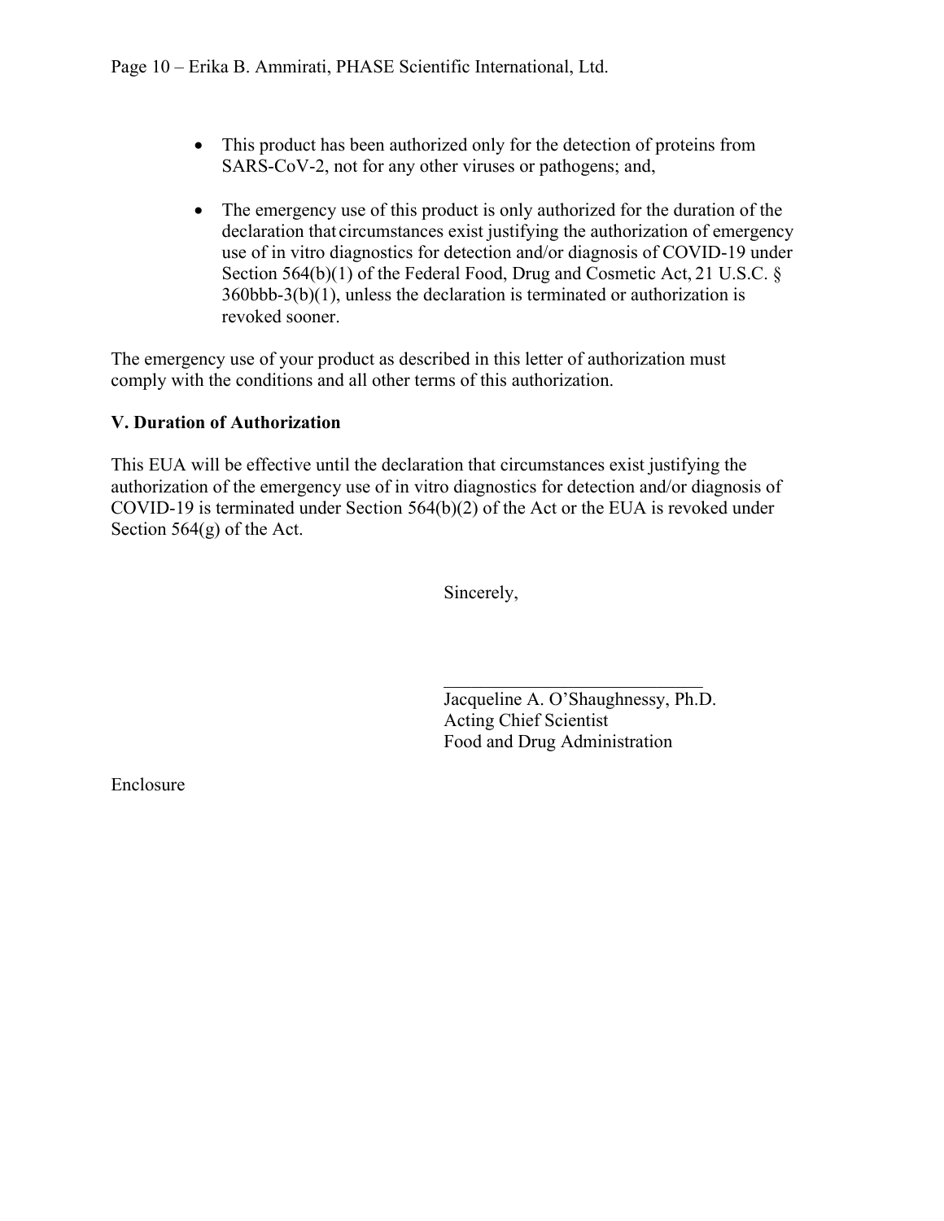- This product has been authorized only for the detection of proteins from SARS-CoV-2, not for any other viruses or pathogens; and,
- The emergency use of this product is only authorized for the duration of the declaration that circumstances exist justifying the authorization of emergency use of in vitro diagnostics for detection and/or diagnosis of COVID-19 under Section 564(b)(1) of the Federal Food, Drug and Cosmetic Act, 21 U.S.C. § 360bbb-3(b)(1), unless the declaration is terminated or authorization is revoked sooner.

The emergency use of your product as described in this letter of authorization must comply with the conditions and all other terms of this authorization.

**V. Duration of Authorization**

This EUA will be effective until the declaration that circumstances exist justifying the authorization of the emergency use of in vitro diagnostics for detection and/or diagnosis of COVID-19 is terminated under Section 564(b)(2) of the Act or the EUA is revoked under Section 564(g) of the Act.

Sincerely,

\_\_\_\_\_\_\_\_\_\_\_\_\_\_\_\_\_\_\_\_\_\_\_\_\_\_\_\_\_\_

Jacqueline A. O'Shaughnessy, Ph.D.
Acting Chief Scientist
Food and Drug Administration

Enclosure